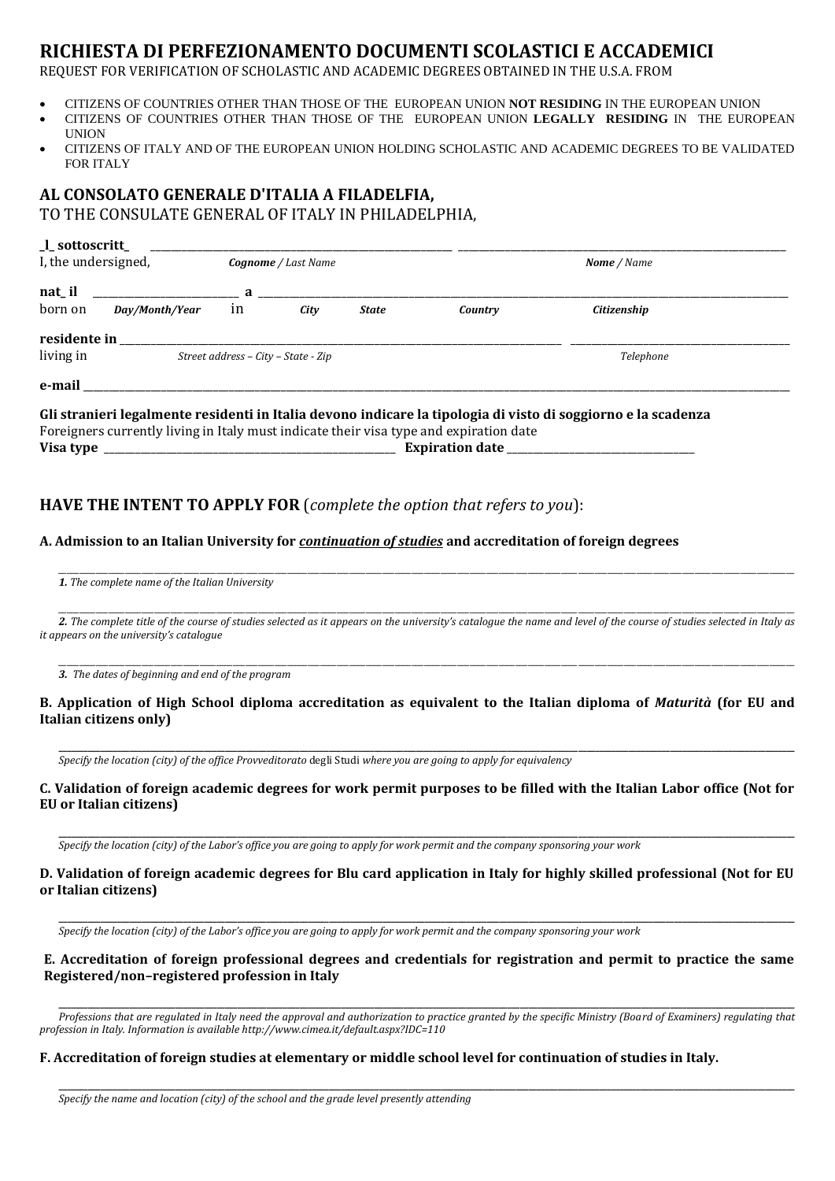# RICHIESTA DI PERFEZIONAMENTO DOCUMENTI SCOLASTICI E ACCADEMICI

REQUEST FOR VERIFICATION OF SCHOLASTIC AND ACADEMIC DEGREES OBTAINED IN THE U.S.A. FROM

- CITIZENS OF COUNTRIES OTHER THAN THOSE OF THE EUROPEAN UNION **NOT RESIDING** IN THE EUROPEAN UNION
- CITIZENS OF COUNTRIES OTHER THAN THOSE OF THE EUROPEAN UNION **LEGALLY RESIDING** IN THE EUROPEAN UNION
- CITIZENS OF ITALY AND OF THE EUROPEAN UNION HOLDING SCHOLASTIC AND ACADEMIC DEGREES TO BE VALIDATED FOR ITALY

## AL CONSOLATO GENERALE D'ITALIA A FILADELFIA,

TO THE CONSULATE GENERAL OF ITALY IN PHILADELPHIA,

**_l_ sottoscritt_** ______________________________ ______________________________
I, the undersigned, ***Cognome** / Last Name* ***Nome** / Name*

**nat_ il** ____________ **a** ______________________________
born on *Day/Month/Year* in *City* *State* *Country* *Citizenship*

**residente in** ______________________________ ______________________________
living in *Street address – City – State - Zip* *Telephone*

**e-mail** ______________________________

**Gli stranieri legalmente residenti in Italia devono indicare la tipologia di visto di soggiorno e la scadenza**
Foreigners currently living in Italy must indicate their visa type and expiration date
**Visa type** ______________________________ **Expiration date** ______________________________

## HAVE THE INTENT TO APPLY FOR (*complete the option that refers to you*):

**A. Admission to an Italian University for *continuation of studies* and accreditation of foreign degrees**

______________________________
***1.*** *The complete name of the Italian University*

______________________________
***2.*** *The complete title of the course of studies selected as it appears on the university's catalogue the name and level of the course of studies selected in Italy as it appears on the university's catalogue*

______________________________
***3.*** *The dates of beginning and end of the program*

**B. Application of High School diploma accreditation as equivalent to the Italian diploma of *Maturità* (for EU and Italian citizens only)**

______________________________
*Specify the location (city) of the office Provveditorato* degli Studi *where you are going to apply for equivalency*

**C. Validation of foreign academic degrees for work permit purposes to be filled with the Italian Labor office (Not for EU or Italian citizens)**

______________________________
*Specify the location (city) of the Labor's office you are going to apply for work permit and the company sponsoring your work*

**D. Validation of foreign academic degrees for Blu card application in Italy for highly skilled professional (Not for EU or Italian citizens)**

______________________________
*Specify the location (city) of the Labor's office you are going to apply for work permit and the company sponsoring your work*

**E. Accreditation of foreign professional degrees and credentials for registration and permit to practice the same Registered/non–registered profession in Italy**

______________________________
*Professions that are regulated in Italy need the approval and authorization to practice granted by the specific Ministry (Board of Examiners) regulating that profession in Italy. Information is available http://www.cimea.it/default.aspx?IDC=110*

**F. Accreditation of foreign studies at elementary or middle school level for continuation of studies in Italy.**

______________________________
*Specify the name and location (city) of the school and the grade level presently attending*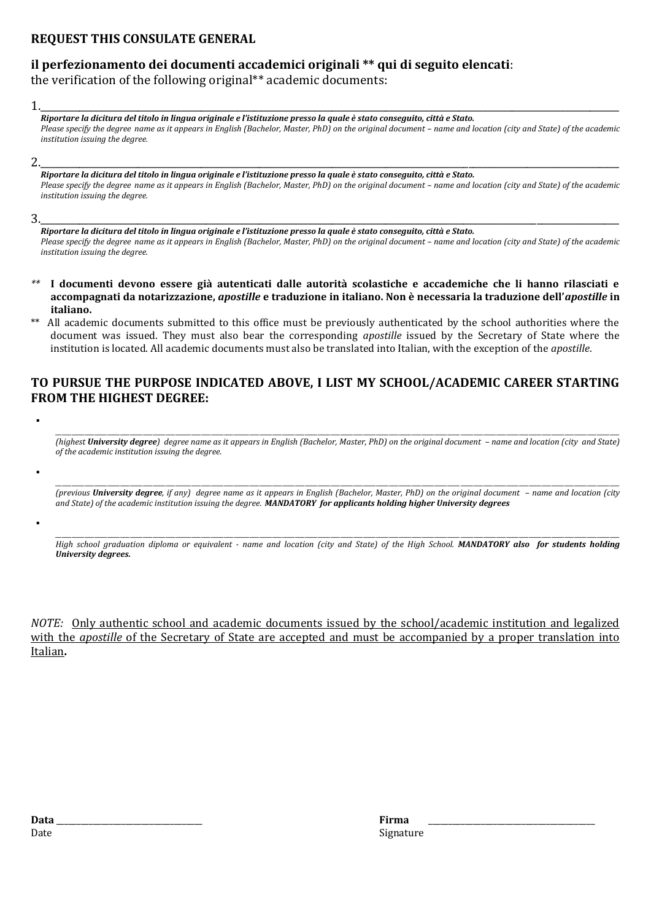**REQUEST THIS CONSULATE GENERAL**

**il perfezionamento dei documenti accademici originali ** qui di seguito elencati**:
the verification of the following original** academic documents:

1.______________________________________________________________________________

***Riportare la dicitura del titolo in lingua originale e l'istituzione presso la quale è stato conseguito, città e Stato.***
*Please specify the degree name as it appears in English (Bachelor, Master, PhD) on the original document – name and location (city and State) of the academic institution issuing the degree.*

2.______________________________________________________________________________

***Riportare la dicitura del titolo in lingua originale e l'istituzione presso la quale è stato conseguito, città e Stato.***
*Please specify the degree name as it appears in English (Bachelor, Master, PhD) on the original document – name and location (city and State) of the academic institution issuing the degree.*

3.______________________________________________________________________________

***Riportare la dicitura del titolo in lingua originale e l'istituzione presso la quale è stato conseguito, città e Stato.***
*Please specify the degree name as it appears in English (Bachelor, Master, PhD) on the original document – name and location (city and State) of the academic institution issuing the degree.*

*\*\** **I documenti devono essere già autenticati dalle autorità scolastiche e accademiche che li hanno rilasciati e accompagnati da notarizzazione, *apostille* e traduzione in italiano. Non è necessaria la traduzione dell'*apostille* in italiano.**

** All academic documents submitted to this office must be previously authenticated by the school authorities where the document was issued. They must also bear the corresponding *apostille* issued by the Secretary of State where the institution is located. All academic documents must also be translated into Italian, with the exception of the *apostille*.

## TO PURSUE THE PURPOSE INDICATED ABOVE, I LIST MY SCHOOL/ACADEMIC CAREER STARTING FROM THE HIGHEST DEGREE:

- ______________________________________________________________________________
  *(highest **University degree**) degree name as it appears in English (Bachelor, Master, PhD) on the original document – name and location (city and State) of the academic institution issuing the degree.*
- ______________________________________________________________________________
  *(previous **University degree**, if any) degree name as it appears in English (Bachelor, Master, PhD) on the original document – name and location (city and State) of the academic institution issuing the degree. **MANDATORY for applicants holding higher University degrees***
- ______________________________________________________________________________
  *High school graduation diploma or equivalent - name and location (city and State) of the High School. **MANDATORY also for students holding University degrees.***

*NOTE:* Only authentic school and academic documents issued by the school/academic institution and legalized with the *apostille* of the Secretary of State are accepted and must be accompanied by a proper translation into Italian**.**

**Data** ____________________
Date

**Firma** ____________________
Signature